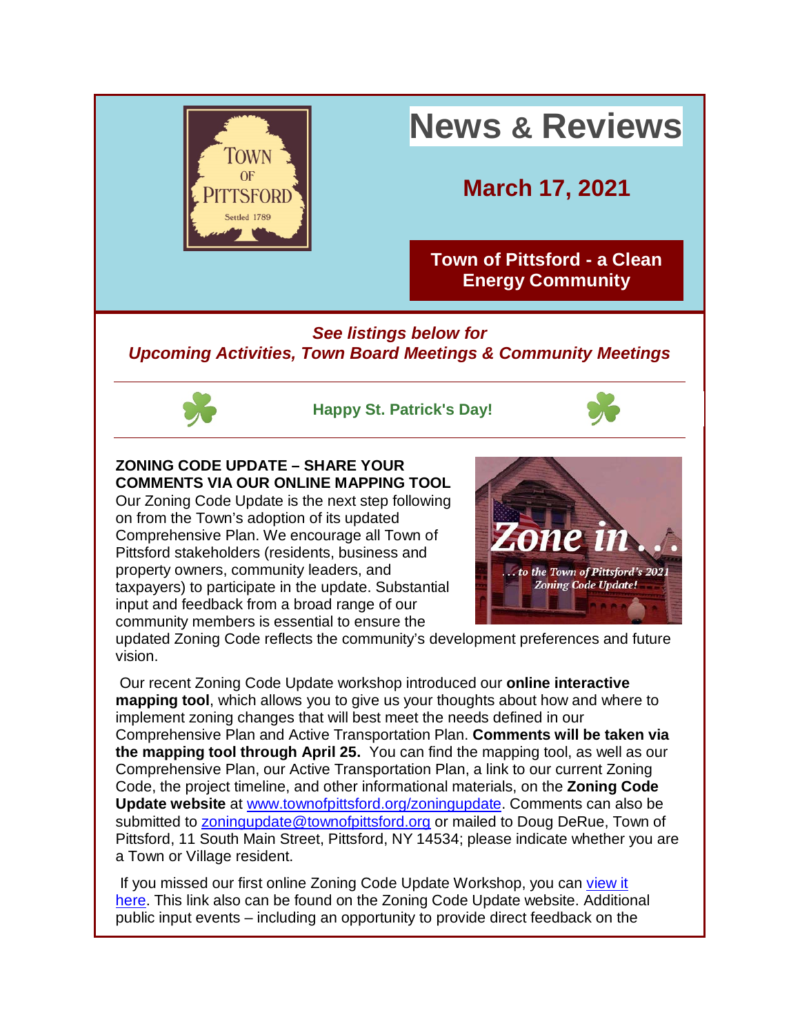# News & Reviews

## March 17, 2021

**Town of Pittsford - a Clean Energy Community**

***See listings below for Upcoming Activities, Town Board Meetings & Community Meetings***

**Happy St. Patrick's Day!**

**ZONING CODE UPDATE – SHARE YOUR COMMENTS VIA OUR ONLINE MAPPING TOOL**

Our Zoning Code Update is the next step following on from the Town's adoption of its updated Comprehensive Plan. We encourage all Town of Pittsford stakeholders (residents, business and property owners, community leaders, and taxpayers) to participate in the update. Substantial input and feedback from a broad range of our community members is essential to ensure the updated Zoning Code reflects the community's development preferences and future vision.

Our recent Zoning Code Update workshop introduced our **online interactive mapping tool**, which allows you to give us your thoughts about how and where to implement zoning changes that will best meet the needs defined in our Comprehensive Plan and Active Transportation Plan. **Comments will be taken via the mapping tool through April 25.** You can find the mapping tool, as well as our Comprehensive Plan, our Active Transportation Plan, a link to our current Zoning Code, the project timeline, and other informational materials, on the **Zoning Code Update website** at www.townofpittsford.org/zoningupdate. Comments can also be submitted to zoningupdate@townofpittsford.org or mailed to Doug DeRue, Town of Pittsford, 11 South Main Street, Pittsford, NY 14534; please indicate whether you are a Town or Village resident.

If you missed our first online Zoning Code Update Workshop, you can view it here. This link also can be found on the Zoning Code Update website. Additional public input events – including an opportunity to provide direct feedback on the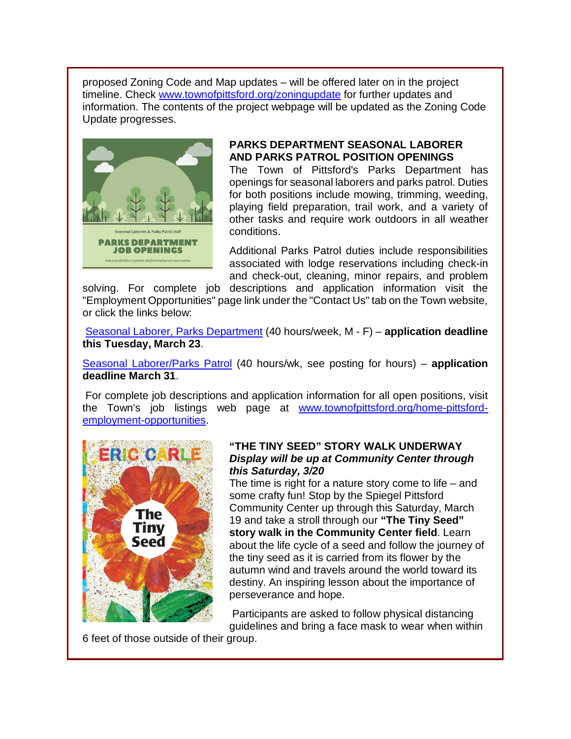proposed Zoning Code and Map updates – will be offered later on in the project timeline. Check [www.townofpittsford.org/zoningupdate](www.townofpittsford.org/zoningupdate) for further updates and information. The contents of the project webpage will be updated as the Zoning Code Update progresses.

**PARKS DEPARTMENT SEASONAL LABORER AND PARKS PATROL POSITION OPENINGS**

The Town of Pittsford's Parks Department has openings for seasonal laborers and parks patrol. Duties for both positions include mowing, trimming, weeding, playing field preparation, trail work, and a variety of other tasks and require work outdoors in all weather conditions.

Additional Parks Patrol duties include responsibilities associated with lodge reservations including check-in and check-out, cleaning, minor repairs, and problem solving. For complete job descriptions and application information visit the "Employment Opportunities" page link under the "Contact Us" tab on the Town website, or click the links below:

Seasonal Laborer, Parks Department (40 hours/week, M - F) – **application deadline this Tuesday, March 23**.

Seasonal Laborer/Parks Patrol (40 hours/wk, see posting for hours) – **application deadline March 31**.

For complete job descriptions and application information for all open positions, visit the Town's job listings web page at [www.townofpittsford.org/home-pittsford-employment-opportunities](www.townofpittsford.org/home-pittsford-employment-opportunities).

**"THE TINY SEED" STORY WALK UNDERWAY**

***Display will be up at Community Center through this Saturday, 3/20***

The time is right for a nature story come to life – and some crafty fun! Stop by the Spiegel Pittsford Community Center up through this Saturday, March 19 and take a stroll through our **"The Tiny Seed" story walk in the Community Center field**. Learn about the life cycle of a seed and follow the journey of the tiny seed as it is carried from its flower by the autumn wind and travels around the world toward its destiny. An inspiring lesson about the importance of perseverance and hope.

Participants are asked to follow physical distancing guidelines and bring a face mask to wear when within 6 feet of those outside of their group.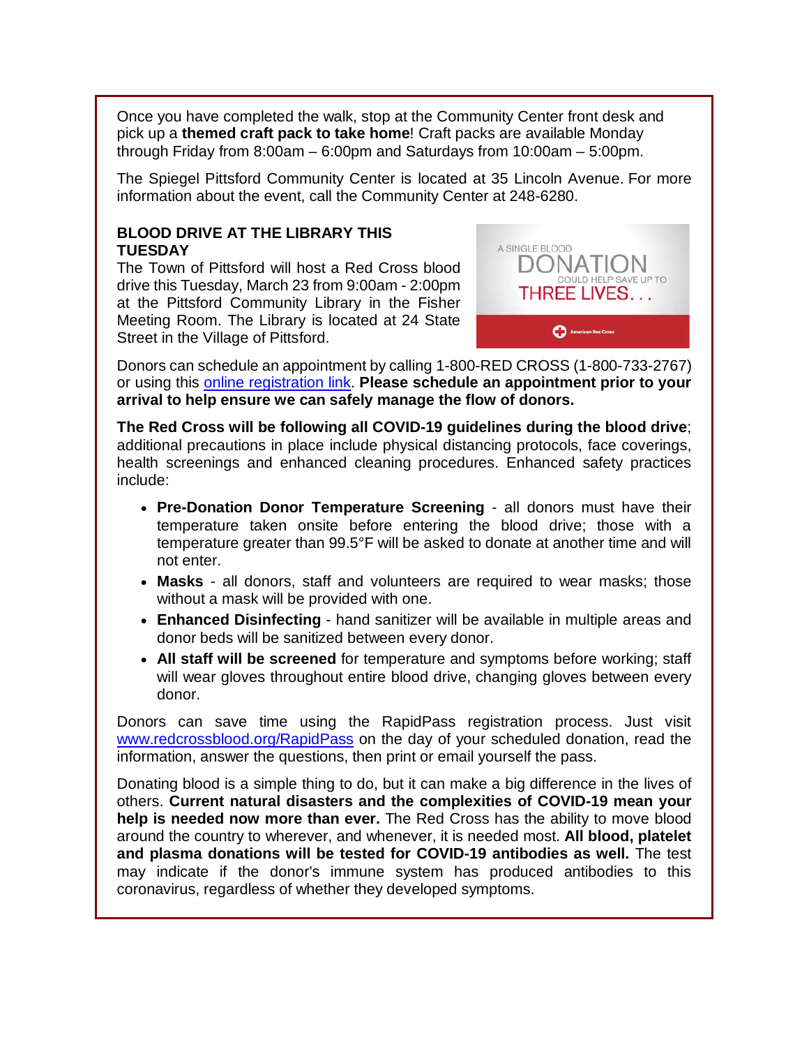Once you have completed the walk, stop at the Community Center front desk and pick up a **themed craft pack to take home**! Craft packs are available Monday through Friday from 8:00am – 6:00pm and Saturdays from 10:00am – 5:00pm.

The Spiegel Pittsford Community Center is located at 35 Lincoln Avenue. For more information about the event, call the Community Center at 248-6280.

**BLOOD DRIVE AT THE LIBRARY THIS TUESDAY**

The Town of Pittsford will host a Red Cross blood drive this Tuesday, March 23 from 9:00am - 2:00pm at the Pittsford Community Library in the Fisher Meeting Room. The Library is located at 24 State Street in the Village of Pittsford.

Donors can schedule an appointment by calling 1-800-RED CROSS (1-800-733-2767) or using this online registration link. **Please schedule an appointment prior to your arrival to help ensure we can safely manage the flow of donors.**

**The Red Cross will be following all COVID-19 guidelines during the blood drive**; additional precautions in place include physical distancing protocols, face coverings, health screenings and enhanced cleaning procedures. Enhanced safety practices include:

- **Pre-Donation Donor Temperature Screening** - all donors must have their temperature taken onsite before entering the blood drive; those with a temperature greater than 99.5°F will be asked to donate at another time and will not enter.
- **Masks** - all donors, staff and volunteers are required to wear masks; those without a mask will be provided with one.
- **Enhanced Disinfecting** - hand sanitizer will be available in multiple areas and donor beds will be sanitized between every donor.
- **All staff will be screened** for temperature and symptoms before working; staff will wear gloves throughout entire blood drive, changing gloves between every donor.

Donors can save time using the RapidPass registration process. Just visit www.redcrossblood.org/RapidPass on the day of your scheduled donation, read the information, answer the questions, then print or email yourself the pass.

Donating blood is a simple thing to do, but it can make a big difference in the lives of others. **Current natural disasters and the complexities of COVID-19 mean your help is needed now more than ever.** The Red Cross has the ability to move blood around the country to wherever, and whenever, it is needed most. **All blood, platelet and plasma donations will be tested for COVID-19 antibodies as well.** The test may indicate if the donor's immune system has produced antibodies to this coronavirus, regardless of whether they developed symptoms.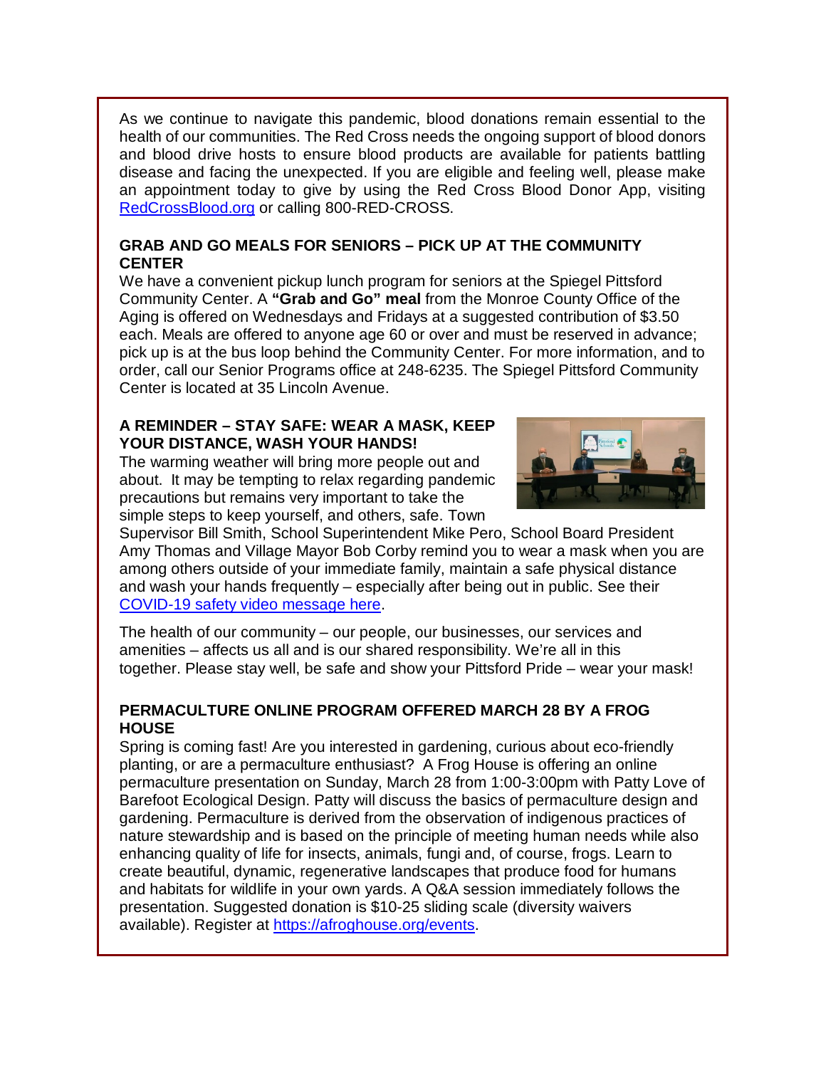As we continue to navigate this pandemic, blood donations remain essential to the health of our communities. The Red Cross needs the ongoing support of blood donors and blood drive hosts to ensure blood products are available for patients battling disease and facing the unexpected. If you are eligible and feeling well, please make an appointment today to give by using the Red Cross Blood Donor App, visiting RedCrossBlood.org or calling 800-RED-CROSS.

**GRAB AND GO MEALS FOR SENIORS – PICK UP AT THE COMMUNITY CENTER**

We have a convenient pickup lunch program for seniors at the Spiegel Pittsford Community Center. A **"Grab and Go" meal** from the Monroe County Office of the Aging is offered on Wednesdays and Fridays at a suggested contribution of $3.50 each. Meals are offered to anyone age 60 or over and must be reserved in advance; pick up is at the bus loop behind the Community Center. For more information, and to order, call our Senior Programs office at 248-6235. The Spiegel Pittsford Community Center is located at 35 Lincoln Avenue.

**A REMINDER – STAY SAFE: WEAR A MASK, KEEP YOUR DISTANCE, WASH YOUR HANDS!**

The warming weather will bring more people out and about. It may be tempting to relax regarding pandemic precautions but remains very important to take the simple steps to keep yourself, and others, safe. Town Supervisor Bill Smith, School Superintendent Mike Pero, School Board President Amy Thomas and Village Mayor Bob Corby remind you to wear a mask when you are among others outside of your immediate family, maintain a safe physical distance and wash your hands frequently – especially after being out in public. See their COVID-19 safety video message here.

The health of our community – our people, our businesses, our services and amenities – affects us all and is our shared responsibility. We're all in this together. Please stay well, be safe and show your Pittsford Pride – wear your mask!

**PERMACULTURE ONLINE PROGRAM OFFERED MARCH 28 BY A FROG HOUSE**

Spring is coming fast! Are you interested in gardening, curious about eco-friendly planting, or are a permaculture enthusiast? A Frog House is offering an online permaculture presentation on Sunday, March 28 from 1:00-3:00pm with Patty Love of Barefoot Ecological Design. Patty will discuss the basics of permaculture design and gardening. Permaculture is derived from the observation of indigenous practices of nature stewardship and is based on the principle of meeting human needs while also enhancing quality of life for insects, animals, fungi and, of course, frogs. Learn to create beautiful, dynamic, regenerative landscapes that produce food for humans and habitats for wildlife in your own yards. A Q&A session immediately follows the presentation. Suggested donation is $10-25 sliding scale (diversity waivers available). Register at https://afroghouse.org/events.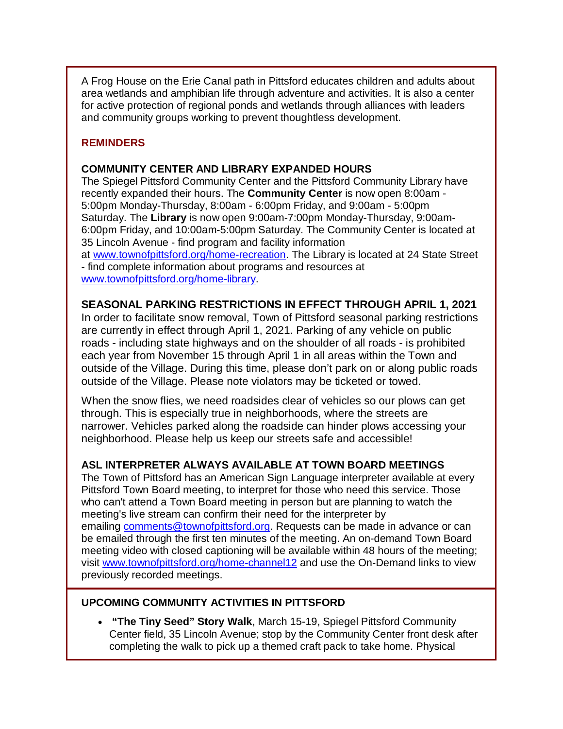A Frog House on the Erie Canal path in Pittsford educates children and adults about area wetlands and amphibian life through adventure and activities. It is also a center for active protection of regional ponds and wetlands through alliances with leaders and community groups working to prevent thoughtless development.

## REMINDERS

### COMMUNITY CENTER AND LIBRARY EXPANDED HOURS

The Spiegel Pittsford Community Center and the Pittsford Community Library have recently expanded their hours. The **Community Center** is now open 8:00am - 5:00pm Monday-Thursday, 8:00am - 6:00pm Friday, and 9:00am - 5:00pm Saturday. The **Library** is now open 9:00am-7:00pm Monday-Thursday, 9:00am-6:00pm Friday, and 10:00am-5:00pm Saturday. The Community Center is located at 35 Lincoln Avenue - find program and facility information at www.townofpittsford.org/home-recreation. The Library is located at 24 State Street - find complete information about programs and resources at www.townofpittsford.org/home-library.

### SEASONAL PARKING RESTRICTIONS IN EFFECT THROUGH APRIL 1, 2021

In order to facilitate snow removal, Town of Pittsford seasonal parking restrictions are currently in effect through April 1, 2021. Parking of any vehicle on public roads - including state highways and on the shoulder of all roads - is prohibited each year from November 15 through April 1 in all areas within the Town and outside of the Village. During this time, please don't park on or along public roads outside of the Village. Please note violators may be ticketed or towed.

When the snow flies, we need roadsides clear of vehicles so our plows can get through. This is especially true in neighborhoods, where the streets are narrower. Vehicles parked along the roadside can hinder plows accessing your neighborhood. Please help us keep our streets safe and accessible!

### ASL INTERPRETER ALWAYS AVAILABLE AT TOWN BOARD MEETINGS

The Town of Pittsford has an American Sign Language interpreter available at every Pittsford Town Board meeting, to interpret for those who need this service. Those who can't attend a Town Board meeting in person but are planning to watch the meeting's live stream can confirm their need for the interpreter by emailing comments@townofpittsford.org. Requests can be made in advance or can be emailed through the first ten minutes of the meeting. An on-demand Town Board meeting video with closed captioning will be available within 48 hours of the meeting; visit www.townofpittsford.org/home-channel12 and use the On-Demand links to view previously recorded meetings.

### UPCOMING COMMUNITY ACTIVITIES IN PITTSFORD

- **"The Tiny Seed" Story Walk**, March 15-19, Spiegel Pittsford Community Center field, 35 Lincoln Avenue; stop by the Community Center front desk after completing the walk to pick up a themed craft pack to take home. Physical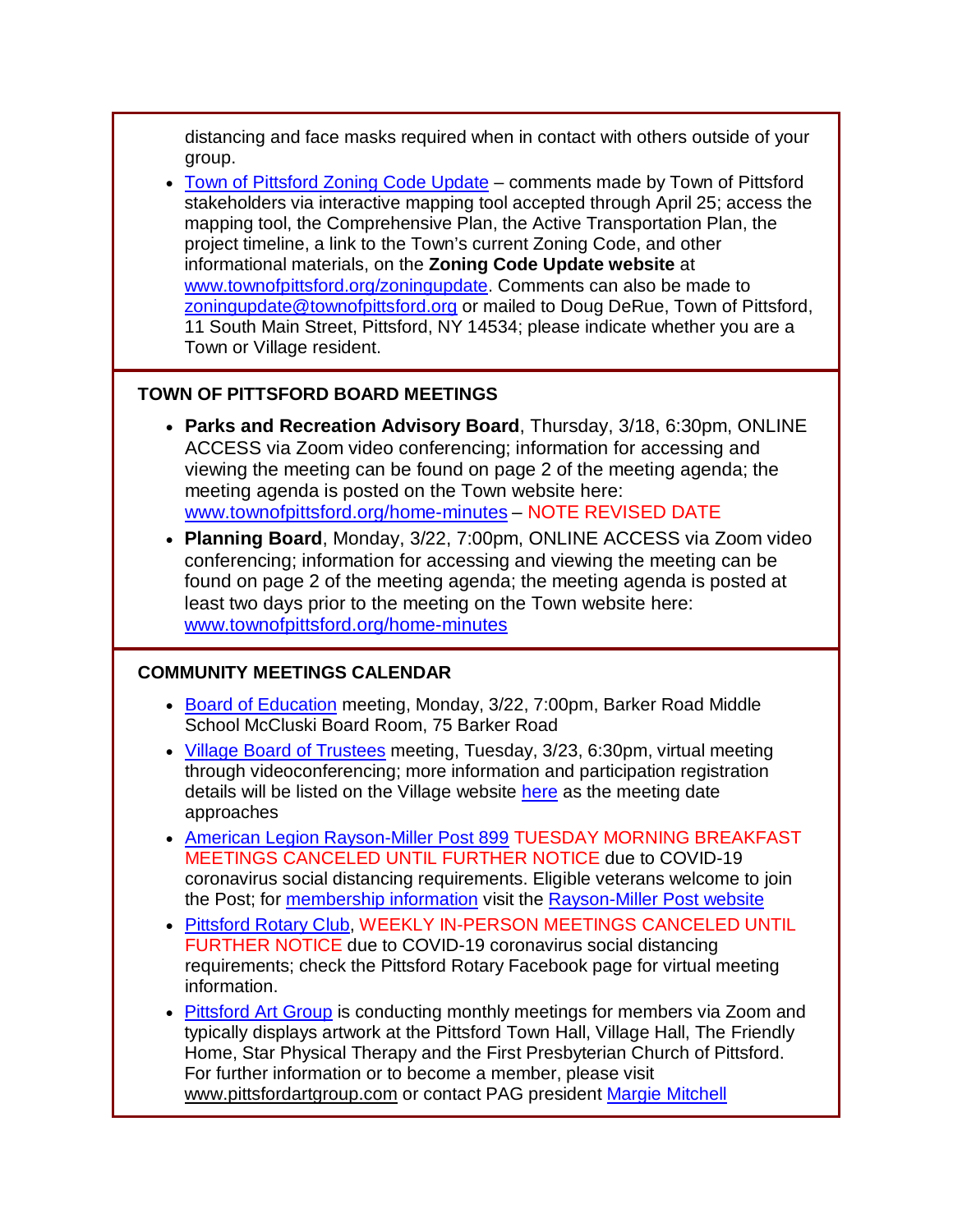distancing and face masks required when in contact with others outside of your group.

- Town of Pittsford Zoning Code Update – comments made by Town of Pittsford stakeholders via interactive mapping tool accepted through April 25; access the mapping tool, the Comprehensive Plan, the Active Transportation Plan, the project timeline, a link to the Town's current Zoning Code, and other informational materials, on the **Zoning Code Update website** at www.townofpittsford.org/zoningupdate. Comments can also be made to zoningupdate@townofpittsford.org or mailed to Doug DeRue, Town of Pittsford, 11 South Main Street, Pittsford, NY 14534; please indicate whether you are a Town or Village resident.

## TOWN OF PITTSFORD BOARD MEETINGS

- **Parks and Recreation Advisory Board**, Thursday, 3/18, 6:30pm, ONLINE ACCESS via Zoom video conferencing; information for accessing and viewing the meeting can be found on page 2 of the meeting agenda; the meeting agenda is posted on the Town website here: www.townofpittsford.org/home-minutes – NOTE REVISED DATE
- **Planning Board**, Monday, 3/22, 7:00pm, ONLINE ACCESS via Zoom video conferencing; information for accessing and viewing the meeting can be found on page 2 of the meeting agenda; the meeting agenda is posted at least two days prior to the meeting on the Town website here: www.townofpittsford.org/home-minutes

## COMMUNITY MEETINGS CALENDAR

- Board of Education meeting, Monday, 3/22, 7:00pm, Barker Road Middle School McCluski Board Room, 75 Barker Road
- Village Board of Trustees meeting, Tuesday, 3/23, 6:30pm, virtual meeting through videoconferencing; more information and participation registration details will be listed on the Village website here as the meeting date approaches
- American Legion Rayson-Miller Post 899 TUESDAY MORNING BREAKFAST MEETINGS CANCELED UNTIL FURTHER NOTICE due to COVID-19 coronavirus social distancing requirements. Eligible veterans welcome to join the Post; for membership information visit the Rayson-Miller Post website
- Pittsford Rotary Club, WEEKLY IN-PERSON MEETINGS CANCELED UNTIL FURTHER NOTICE due to COVID-19 coronavirus social distancing requirements; check the Pittsford Rotary Facebook page for virtual meeting information.
- Pittsford Art Group is conducting monthly meetings for members via Zoom and typically displays artwork at the Pittsford Town Hall, Village Hall, The Friendly Home, Star Physical Therapy and the First Presbyterian Church of Pittsford. For further information or to become a member, please visit www.pittsfordartgroup.com or contact PAG president Margie Mitchell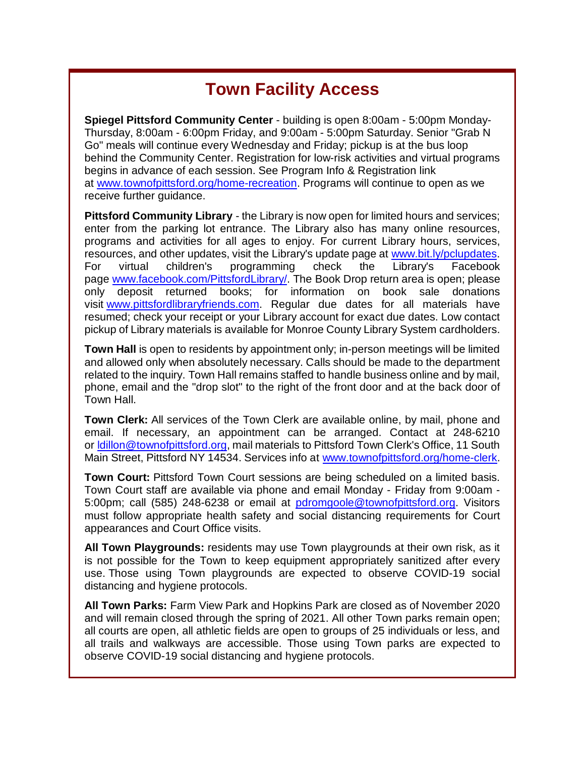# Town Facility Access

**Spiegel Pittsford Community Center** - building is open 8:00am - 5:00pm Monday-Thursday, 8:00am - 6:00pm Friday, and 9:00am - 5:00pm Saturday. Senior "Grab N Go" meals will continue every Wednesday and Friday; pickup is at the bus loop behind the Community Center. Registration for low-risk activities and virtual programs begins in advance of each session. See Program Info & Registration link at www.townofpittsford.org/home-recreation. Programs will continue to open as we receive further guidance.

**Pittsford Community Library** - the Library is now open for limited hours and services; enter from the parking lot entrance. The Library also has many online resources, programs and activities for all ages to enjoy. For current Library hours, services, resources, and other updates, visit the Library's update page at www.bit.ly/pclupdates. For virtual children's programming check the Library's Facebook page www.facebook.com/PittsfordLibrary/. The Book Drop return area is open; please only deposit returned books; for information on book sale donations visit www.pittsfordlibraryfriends.com. Regular due dates for all materials have resumed; check your receipt or your Library account for exact due dates. Low contact pickup of Library materials is available for Monroe County Library System cardholders.

**Town Hall** is open to residents by appointment only; in-person meetings will be limited and allowed only when absolutely necessary. Calls should be made to the department related to the inquiry. Town Hall remains staffed to handle business online and by mail, phone, email and the "drop slot" to the right of the front door and at the back door of Town Hall.

**Town Clerk:** All services of the Town Clerk are available online, by mail, phone and email. If necessary, an appointment can be arranged. Contact at 248-6210 or ldillon@townofpittsford.org, mail materials to Pittsford Town Clerk's Office, 11 South Main Street, Pittsford NY 14534. Services info at www.townofpittsford.org/home-clerk.

**Town Court:** Pittsford Town Court sessions are being scheduled on a limited basis. Town Court staff are available via phone and email Monday - Friday from 9:00am - 5:00pm; call (585) 248-6238 or email at pdromgoole@townofpittsford.org. Visitors must follow appropriate health safety and social distancing requirements for Court appearances and Court Office visits.

**All Town Playgrounds:** residents may use Town playgrounds at their own risk, as it is not possible for the Town to keep equipment appropriately sanitized after every use. Those using Town playgrounds are expected to observe COVID-19 social distancing and hygiene protocols.

**All Town Parks:** Farm View Park and Hopkins Park are closed as of November 2020 and will remain closed through the spring of 2021. All other Town parks remain open; all courts are open, all athletic fields are open to groups of 25 individuals or less, and all trails and walkways are accessible. Those using Town parks are expected to observe COVID-19 social distancing and hygiene protocols.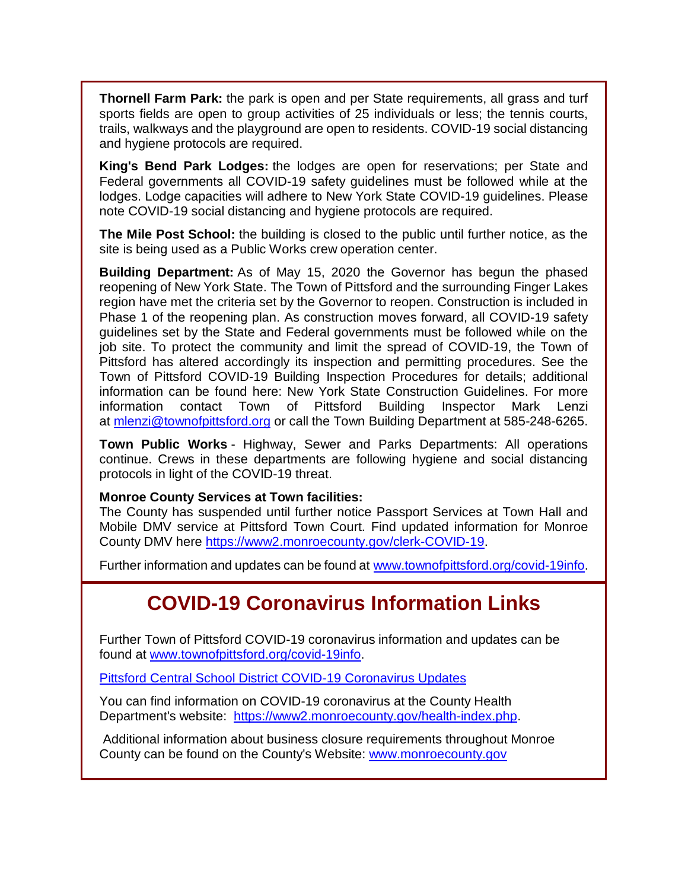**Thornell Farm Park:** the park is open and per State requirements, all grass and turf sports fields are open to group activities of 25 individuals or less; the tennis courts, trails, walkways and the playground are open to residents. COVID-19 social distancing and hygiene protocols are required.

**King's Bend Park Lodges:** the lodges are open for reservations; per State and Federal governments all COVID-19 safety guidelines must be followed while at the lodges. Lodge capacities will adhere to New York State COVID-19 guidelines. Please note COVID-19 social distancing and hygiene protocols are required.

**The Mile Post School:** the building is closed to the public until further notice, as the site is being used as a Public Works crew operation center.

**Building Department:** As of May 15, 2020 the Governor has begun the phased reopening of New York State. The Town of Pittsford and the surrounding Finger Lakes region have met the criteria set by the Governor to reopen. Construction is included in Phase 1 of the reopening plan. As construction moves forward, all COVID-19 safety guidelines set by the State and Federal governments must be followed while on the job site. To protect the community and limit the spread of COVID-19, the Town of Pittsford has altered accordingly its inspection and permitting procedures. See the Town of Pittsford COVID-19 Building Inspection Procedures for details; additional information can be found here: New York State Construction Guidelines. For more information contact Town of Pittsford Building Inspector Mark Lenzi at mlenzi@townofpittsford.org or call the Town Building Department at 585-248-6265.

**Town Public Works** - Highway, Sewer and Parks Departments: All operations continue. Crews in these departments are following hygiene and social distancing protocols in light of the COVID-19 threat.

**Monroe County Services at Town facilities:**
The County has suspended until further notice Passport Services at Town Hall and Mobile DMV service at Pittsford Town Court. Find updated information for Monroe County DMV here https://www2.monroecounty.gov/clerk-COVID-19.

Further information and updates can be found at www.townofpittsford.org/covid-19info.

# COVID-19 Coronavirus Information Links

Further Town of Pittsford COVID-19 coronavirus information and updates can be found at www.townofpittsford.org/covid-19info.

Pittsford Central School District COVID-19 Coronavirus Updates

You can find information on COVID-19 coronavirus at the County Health Department's website: https://www2.monroecounty.gov/health-index.php.

Additional information about business closure requirements throughout Monroe County can be found on the County's Website: www.monroecounty.gov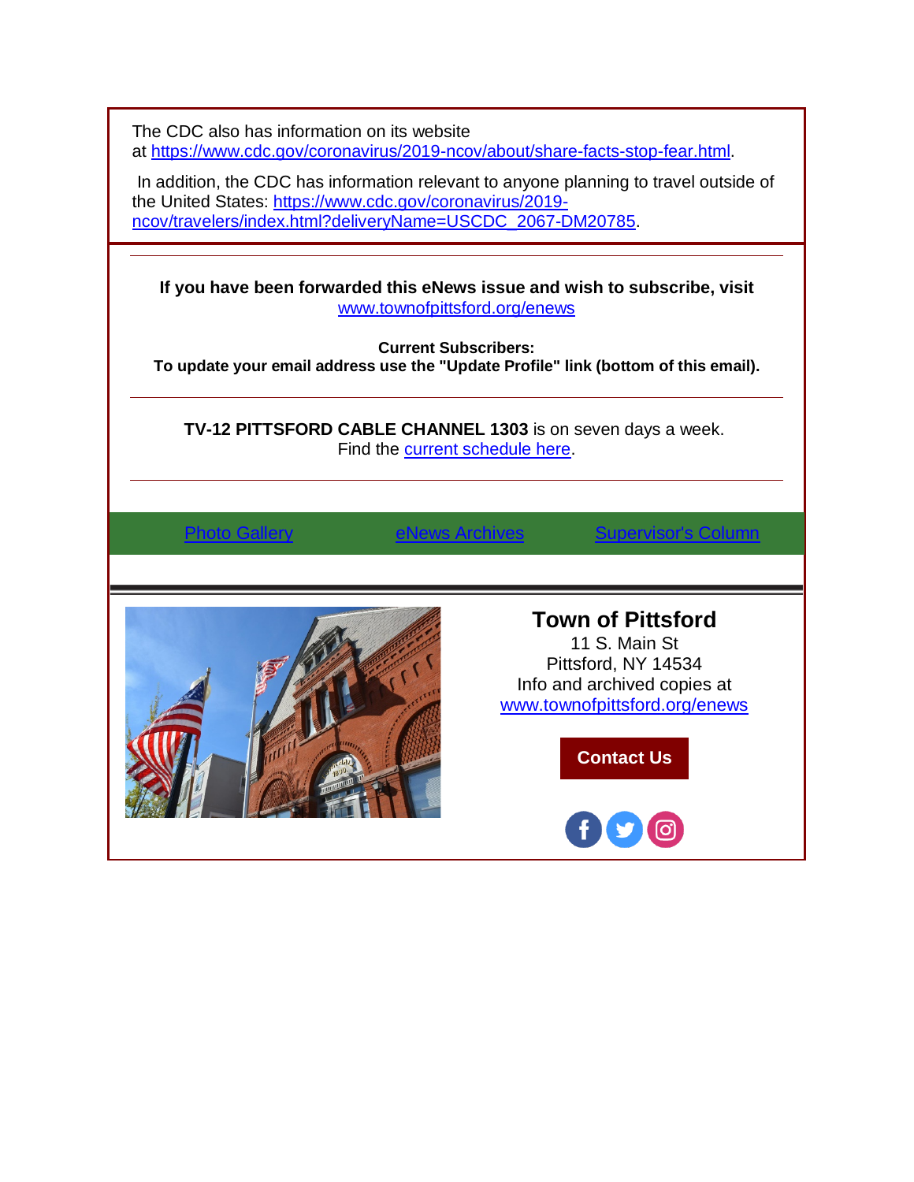The CDC also has information on its website at https://www.cdc.gov/coronavirus/2019-ncov/about/share-facts-stop-fear.html.

In addition, the CDC has information relevant to anyone planning to travel outside of the United States: https://www.cdc.gov/coronavirus/2019-ncov/travelers/index.html?deliveryName=USCDC_2067-DM20785.

---

**If you have been forwarded this eNews issue and wish to subscribe, visit** www.townofpittsford.org/enews

**Current Subscribers:**
**To update your email address use the "Update Profile" link (bottom of this email).**

---

**TV-12 PITTSFORD CABLE CHANNEL 1303** is on seven days a week.
Find the current schedule here.

---

Photo Gallery | eNews Archives | Supervisor's Column

---

**Town of Pittsford**
11 S. Main St
Pittsford, NY 14534
Info and archived copies at
www.townofpittsford.org/enews

**Contact Us**